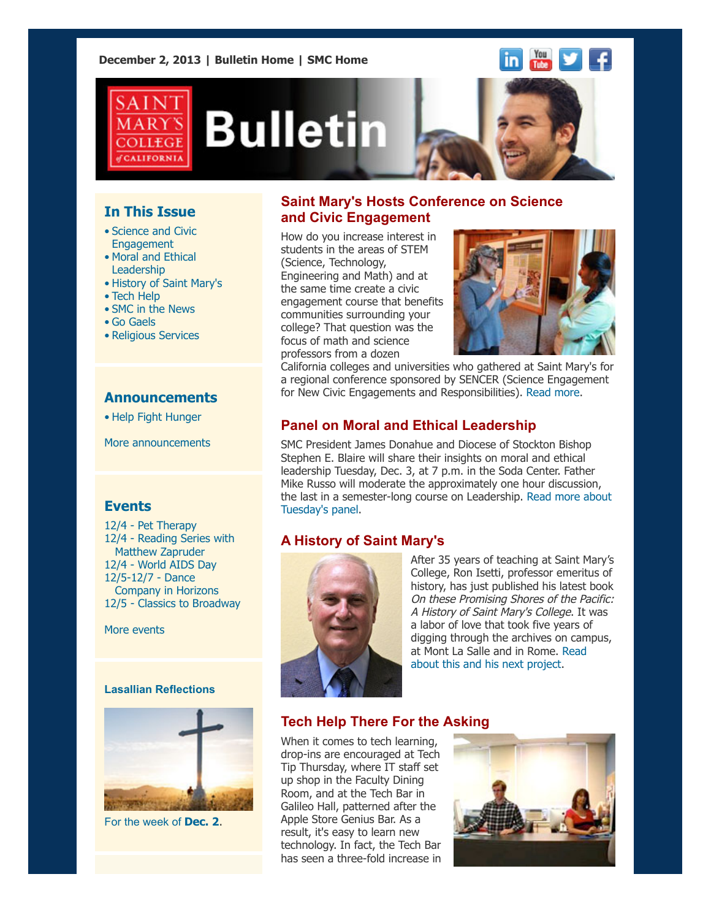December 2, 2013 | Bulletin Home | SMC Home

# Bulletin

## In This Issue

- Science and Civic Engagement
- Moral and Ethical Leadership
- History of Saint Mary's
- Tech Help
- SMC in the News
- Go Gaels
- Religious Services

## Announcements

- Help Fight Hunger

More announcements

## Events

12/4 - Pet Therapy
12/4 - Reading Series with Matthew Zapruder
12/4 - World AIDS Day
12/5-12/7 - Dance Company in Horizons
12/5 - Classics to Broadway

More events

### Lasallian Reflections

For the week of **Dec. 2**.

## Saint Mary's Hosts Conference on Science and Civic Engagement

How do you increase interest in students in the areas of STEM (Science, Technology, Engineering and Math) and at the same time create a civic engagement course that benefits communities surrounding your college? That question was the focus of math and science professors from a dozen California colleges and universities who gathered at Saint Mary's for a regional conference sponsored by SENCER (Science Engagement for New Civic Engagements and Responsibilities). Read more.

## Panel on Moral and Ethical Leadership

SMC President James Donahue and Diocese of Stockton Bishop Stephen E. Blaire will share their insights on moral and ethical leadership Tuesday, Dec. 3, at 7 p.m. in the Soda Center. Father Mike Russo will moderate the approximately one hour discussion, the last in a semester-long course on Leadership. Read more about Tuesday's panel.

## A History of Saint Mary's

After 35 years of teaching at Saint Mary's College, Ron Isetti, professor emeritus of history, has just published his latest book *On these Promising Shores of the Pacific: A History of Saint Mary's College*. It was a labor of love that took five years of digging through the archives on campus, at Mont La Salle and in Rome. Read about this and his next project.

## Tech Help There For the Asking

When it comes to tech learning, drop-ins are encouraged at Tech Tip Thursday, where IT staff set up shop in the Faculty Dining Room, and at the Tech Bar in Galileo Hall, patterned after the Apple Store Genius Bar. As a result, it's easy to learn new technology. In fact, the Tech Bar has seen a three-fold increase in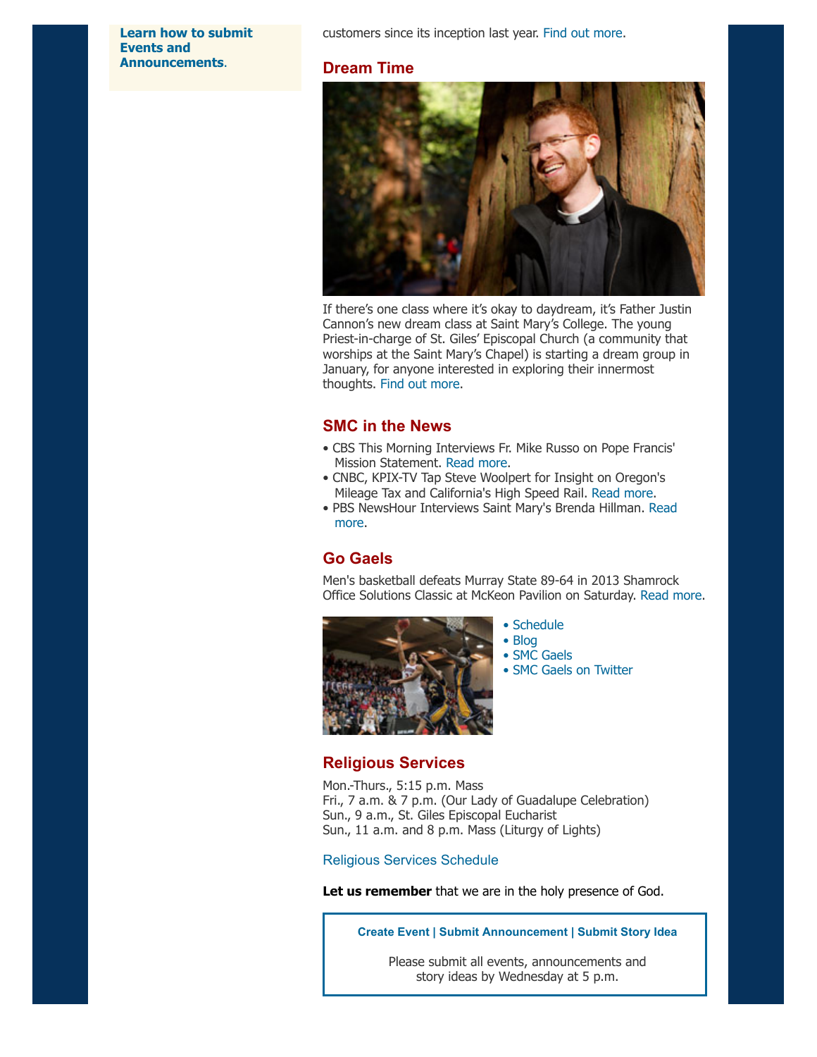**Learn how to submit Events and Announcements**.

customers since its inception last year. Find out more.

## Dream Time

If there's one class where it's okay to daydream, it's Father Justin Cannon's new dream class at Saint Mary's College. The young Priest-in-charge of St. Giles' Episcopal Church (a community that worships at the Saint Mary's Chapel) is starting a dream group in January, for anyone interested in exploring their innermost thoughts. Find out more.

## SMC in the News

- CBS This Morning Interviews Fr. Mike Russo on Pope Francis' Mission Statement. Read more.
- CNBC, KPIX-TV Tap Steve Woolpert for Insight on Oregon's Mileage Tax and California's High Speed Rail. Read more.
- PBS NewsHour Interviews Saint Mary's Brenda Hillman. Read more.

## Go Gaels

Men's basketball defeats Murray State 89-64 in 2013 Shamrock Office Solutions Classic at McKeon Pavilion on Saturday. Read more.

- Schedule
- Blog
- SMC Gaels
- SMC Gaels on Twitter

## Religious Services

Mon.-Thurs., 5:15 p.m. Mass
Fri., 7 a.m. & 7 p.m. (Our Lady of Guadalupe Celebration)
Sun., 9 a.m., St. Giles Episcopal Eucharist
Sun., 11 a.m. and 8 p.m. Mass (Liturgy of Lights)

Religious Services Schedule

**Let us remember** that we are in the holy presence of God.

**Create Event | Submit Announcement | Submit Story Idea**

Please submit all events, announcements and story ideas by Wednesday at 5 p.m.